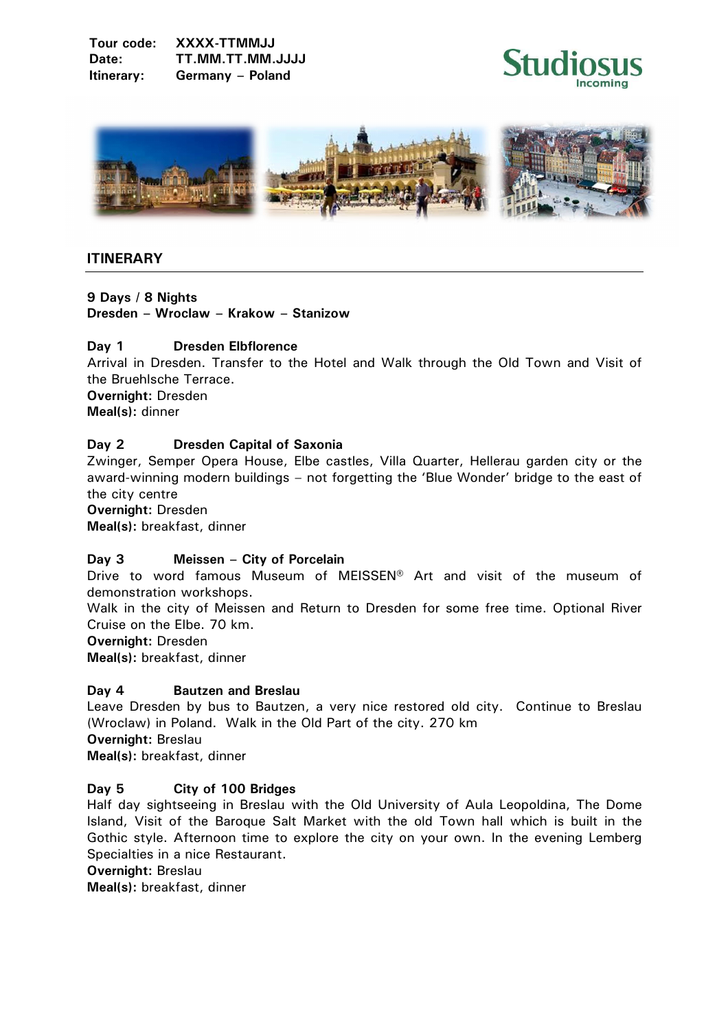**Tour code:** XXXX-TTMMJJ
**Date:** TT.MM.TT.MM.JJJJ
**Itinerary:** Germany – Poland

Studiosus Incoming

## ITINERARY

**9 Days / 8 Nights**
**Dresden – Wroclaw – Krakow – Stanizow**

### Day 1 Dresden Elbflorence

Arrival in Dresden. Transfer to the Hotel and Walk through the Old Town and Visit of the Bruehlsche Terrace.
**Overnight:** Dresden
**Meal(s):** dinner

### Day 2 Dresden Capital of Saxonia

Zwinger, Semper Opera House, Elbe castles, Villa Quarter, Hellerau garden city or the award-winning modern buildings – not forgetting the 'Blue Wonder' bridge to the east of the city centre
**Overnight:** Dresden
**Meal(s):** breakfast, dinner

### Day 3 Meissen – City of Porcelain

Drive to word famous Museum of MEISSEN® Art and visit of the museum of demonstration workshops.
Walk in the city of Meissen and Return to Dresden for some free time. Optional River Cruise on the Elbe. 70 km.
**Overnight:** Dresden
**Meal(s):** breakfast, dinner

### Day 4 Bautzen and Breslau

Leave Dresden by bus to Bautzen, a very nice restored old city. Continue to Breslau (Wroclaw) in Poland. Walk in the Old Part of the city. 270 km
**Overnight:** Breslau
**Meal(s):** breakfast, dinner

### Day 5 City of 100 Bridges

Half day sightseeing in Breslau with the Old University of Aula Leopoldina, The Dome Island, Visit of the Baroque Salt Market with the old Town hall which is built in the Gothic style. Afternoon time to explore the city on your own. In the evening Lemberg Specialties in a nice Restaurant.
**Overnight:** Breslau
**Meal(s):** breakfast, dinner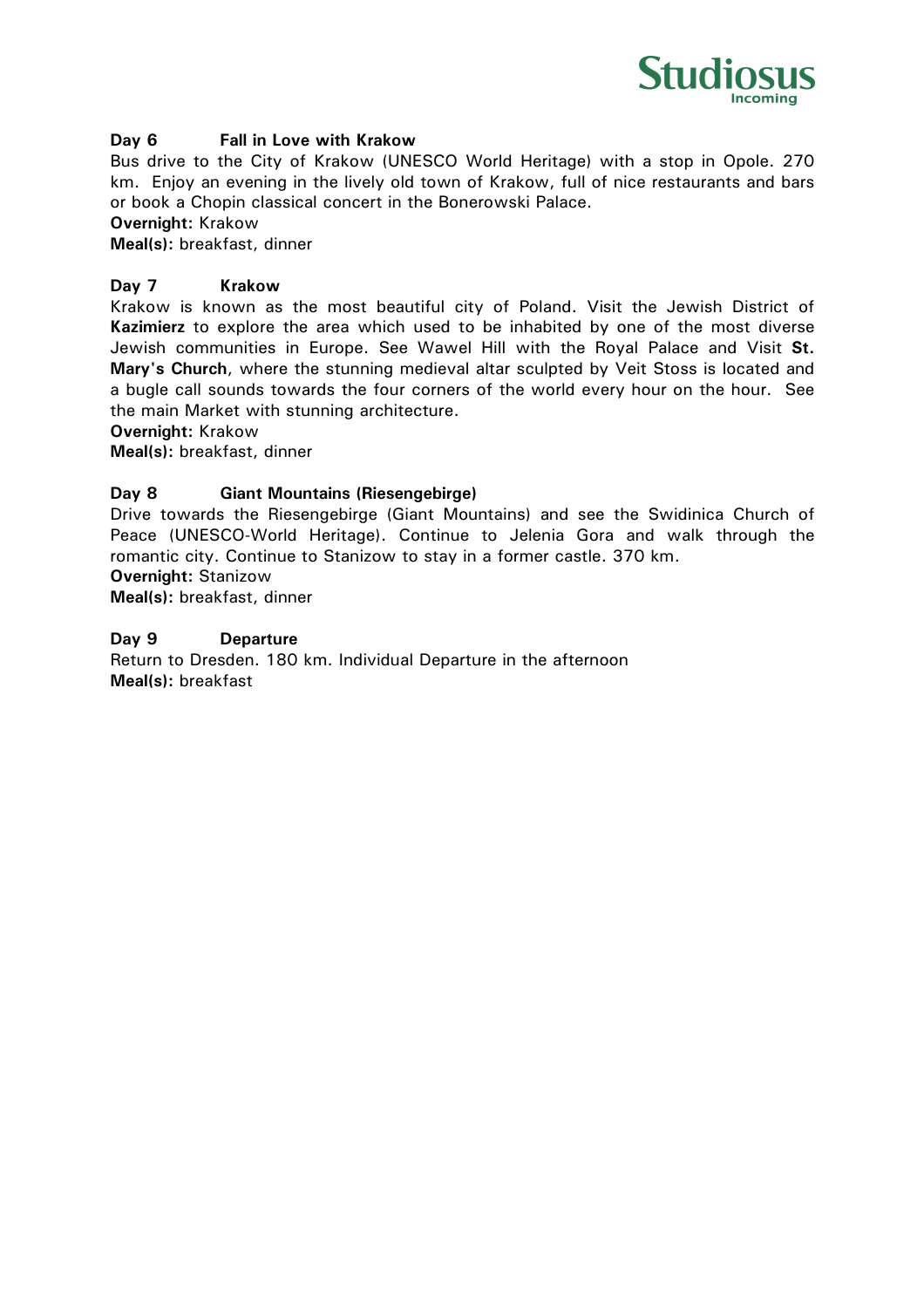**Day 6 Fall in Love with Krakow**

Bus drive to the City of Krakow (UNESCO World Heritage) with a stop in Opole. 270 km. Enjoy an evening in the lively old town of Krakow, full of nice restaurants and bars or book a Chopin classical concert in the Bonerowski Palace.

**Overnight:** Krakow

**Meal(s):** breakfast, dinner

**Day 7 Krakow**

Krakow is known as the most beautiful city of Poland. Visit the Jewish District of **Kazimierz** to explore the area which used to be inhabited by one of the most diverse Jewish communities in Europe. See Wawel Hill with the Royal Palace and Visit **St. Mary's Church**, where the stunning medieval altar sculpted by Veit Stoss is located and a bugle call sounds towards the four corners of the world every hour on the hour. See the main Market with stunning architecture.

**Overnight:** Krakow

**Meal(s):** breakfast, dinner

**Day 8 Giant Mountains (Riesengebirge)**

Drive towards the Riesengebirge (Giant Mountains) and see the Swidinica Church of Peace (UNESCO-World Heritage). Continue to Jelenia Gora and walk through the romantic city. Continue to Stanizow to stay in a former castle. 370 km.

**Overnight:** Stanizow

**Meal(s):** breakfast, dinner

**Day 9 Departure**

Return to Dresden. 180 km. Individual Departure in the afternoon

**Meal(s):** breakfast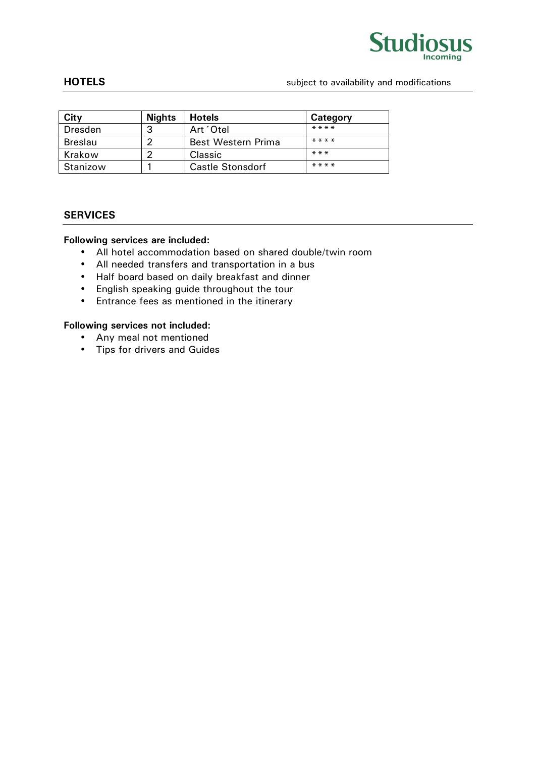## HOTELS

subject to availability and modifications

| City | Nights | Hotels | Category |
|---|---|---|---|
| Dresden | 3 | Art´Otel | **** |
| Breslau | 2 | Best Western Prima | **** |
| Krakow | 2 | Classic | *** |
| Stanizow | 1 | Castle Stonsdorf | **** |

## SERVICES

**Following services are included:**

- All hotel accommodation based on shared double/twin room
- All needed transfers and transportation in a bus
- Half board based on daily breakfast and dinner
- English speaking guide throughout the tour
- Entrance fees as mentioned in the itinerary

**Following services not included:**

- Any meal not mentioned
- Tips for drivers and Guides